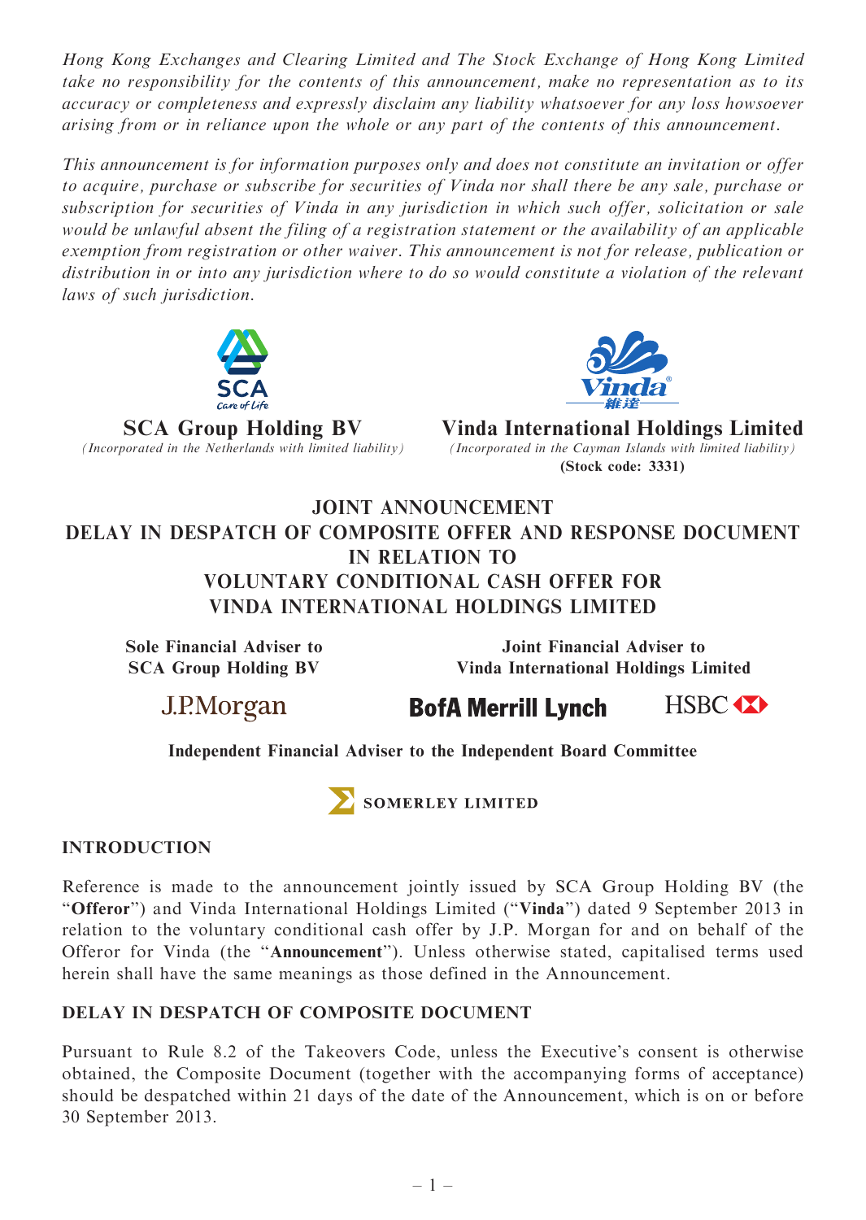*Hong Kong Exchanges and Clearing Limited and The Stock Exchange of Hong Kong Limited take no responsibility for the contents of this announcement, make no representation as to its accuracy or completeness and expressly disclaim any liability whatsoever for any loss howsoever arising from or in reliance upon the whole or any part of the contents of this announcement.*

*This announcement is for information purposes only and does not constitute an invitation or offer to acquire, purchase or subscribe for securities of Vinda nor shall there be any sale, purchase or subscription for securities of Vinda in any jurisdiction in which such offer, solicitation or sale would be unlawful absent the filing of a registration statement or the availability of an applicable exemption from registration or other waiver. This announcement is not for release, publication or distribution in or into any jurisdiction where to do so would constitute a violation of the relevant laws of such jurisdiction.*

**SCA Group Holding BV**
*(Incorporated in the Netherlands with limited liability)*

**Vinda International Holdings Limited**
*(Incorporated in the Cayman Islands with limited liability)*
**(Stock code: 3331)**

# JOINT ANNOUNCEMENT
# DELAY IN DESPATCH OF COMPOSITE OFFER AND RESPONSE DOCUMENT IN RELATION TO VOLUNTARY CONDITIONAL CASH OFFER FOR VINDA INTERNATIONAL HOLDINGS LIMITED

**Sole Financial Adviser to SCA Group Holding BV**

J.P.Morgan

**Joint Financial Adviser to Vinda International Holdings Limited**

BofA Merrill Lynch HSBC

**Independent Financial Adviser to the Independent Board Committee**

SOMERLEY LIMITED

## INTRODUCTION

Reference is made to the announcement jointly issued by SCA Group Holding BV (the "**Offeror**") and Vinda International Holdings Limited ("**Vinda**") dated 9 September 2013 in relation to the voluntary conditional cash offer by J.P. Morgan for and on behalf of the Offeror for Vinda (the "**Announcement**"). Unless otherwise stated, capitalised terms used herein shall have the same meanings as those defined in the Announcement.

## DELAY IN DESPATCH OF COMPOSITE DOCUMENT

Pursuant to Rule 8.2 of the Takeovers Code, unless the Executive's consent is otherwise obtained, the Composite Document (together with the accompanying forms of acceptance) should be despatched within 21 days of the date of the Announcement, which is on or before 30 September 2013.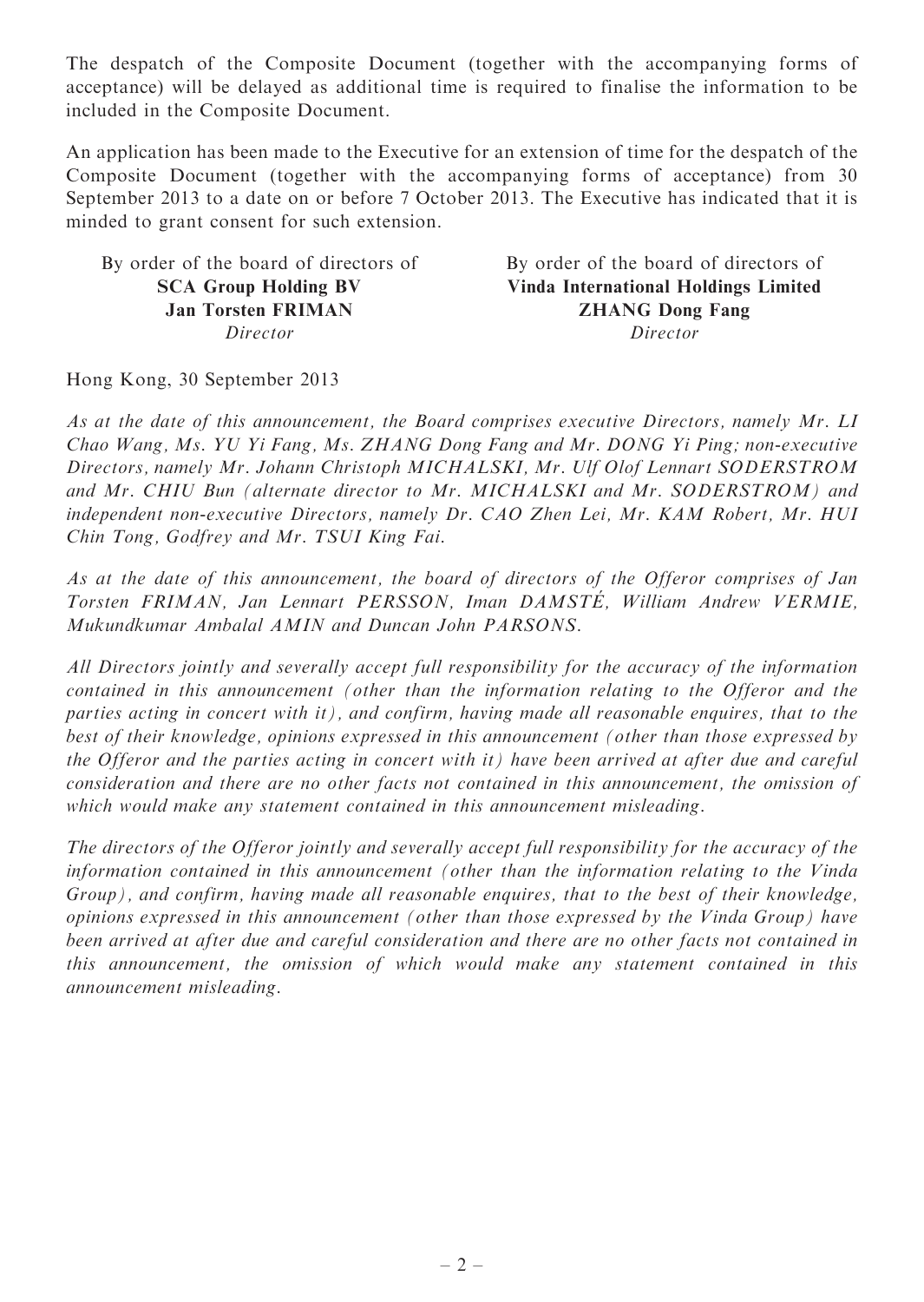The despatch of the Composite Document (together with the accompanying forms of acceptance) will be delayed as additional time is required to finalise the information to be included in the Composite Document.

An application has been made to the Executive for an extension of time for the despatch of the Composite Document (together with the accompanying forms of acceptance) from 30 September 2013 to a date on or before 7 October 2013. The Executive has indicated that it is minded to grant consent for such extension.

By order of the board of directors of
**SCA Group Holding BV**
**Jan Torsten FRIMAN**
*Director*

By order of the board of directors of
**Vinda International Holdings Limited**
**ZHANG Dong Fang**
*Director*

Hong Kong, 30 September 2013

*As at the date of this announcement, the Board comprises executive Directors, namely Mr. LI Chao Wang, Ms. YU Yi Fang, Ms. ZHANG Dong Fang and Mr. DONG Yi Ping; non-executive Directors, namely Mr. Johann Christoph MICHALSKI, Mr. Ulf Olof Lennart SODERSTROM and Mr. CHIU Bun (alternate director to Mr. MICHALSKI and Mr. SODERSTROM) and independent non-executive Directors, namely Dr. CAO Zhen Lei, Mr. KAM Robert, Mr. HUI Chin Tong, Godfrey and Mr. TSUI King Fai.*

*As at the date of this announcement, the board of directors of the Offeror comprises of Jan Torsten FRIMAN, Jan Lennart PERSSON, Iman DAMSTÉ, William Andrew VERMIE, Mukundkumar Ambalal AMIN and Duncan John PARSONS.*

*All Directors jointly and severally accept full responsibility for the accuracy of the information contained in this announcement (other than the information relating to the Offeror and the parties acting in concert with it), and confirm, having made all reasonable enquires, that to the best of their knowledge, opinions expressed in this announcement (other than those expressed by the Offeror and the parties acting in concert with it) have been arrived at after due and careful consideration and there are no other facts not contained in this announcement, the omission of which would make any statement contained in this announcement misleading.*

*The directors of the Offeror jointly and severally accept full responsibility for the accuracy of the information contained in this announcement (other than the information relating to the Vinda Group), and confirm, having made all reasonable enquires, that to the best of their knowledge, opinions expressed in this announcement (other than those expressed by the Vinda Group) have been arrived at after due and careful consideration and there are no other facts not contained in this announcement, the omission of which would make any statement contained in this announcement misleading.*